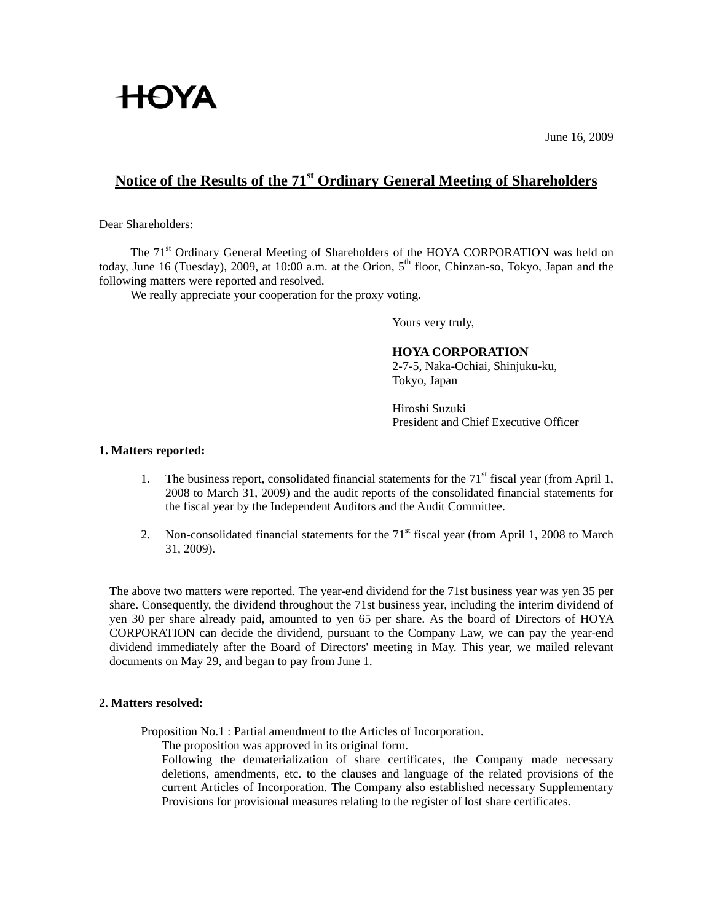HOYA

June 16, 2009

# Notice of the Results of the 71st Ordinary General Meeting of Shareholders

Dear Shareholders:

The 71st Ordinary General Meeting of Shareholders of the HOYA CORPORATION was held on today, June 16 (Tuesday), 2009, at 10:00 a.m. at the Orion, 5th floor, Chinzan-so, Tokyo, Japan and the following matters were reported and resolved.

We really appreciate your cooperation for the proxy voting.

Yours very truly,

**HOYA CORPORATION**
2-7-5, Naka-Ochiai, Shinjuku-ku,
Tokyo, Japan

Hiroshi Suzuki
President and Chief Executive Officer

**1. Matters reported:**

1. The business report, consolidated financial statements for the 71st fiscal year (from April 1, 2008 to March 31, 2009) and the audit reports of the consolidated financial statements for the fiscal year by the Independent Auditors and the Audit Committee.

2. Non-consolidated financial statements for the 71st fiscal year (from April 1, 2008 to March 31, 2009).

The above two matters were reported. The year-end dividend for the 71st business year was yen 35 per share. Consequently, the dividend throughout the 71st business year, including the interim dividend of yen 30 per share already paid, amounted to yen 65 per share. As the board of Directors of HOYA CORPORATION can decide the dividend, pursuant to the Company Law, we can pay the year-end dividend immediately after the Board of Directors' meeting in May. This year, we mailed relevant documents on May 29, and began to pay from June 1.

**2. Matters resolved:**

Proposition No.1 : Partial amendment to the Articles of Incorporation.

The proposition was approved in its original form.

Following the dematerialization of share certificates, the Company made necessary deletions, amendments, etc. to the clauses and language of the related provisions of the current Articles of Incorporation. The Company also established necessary Supplementary Provisions for provisional measures relating to the register of lost share certificates.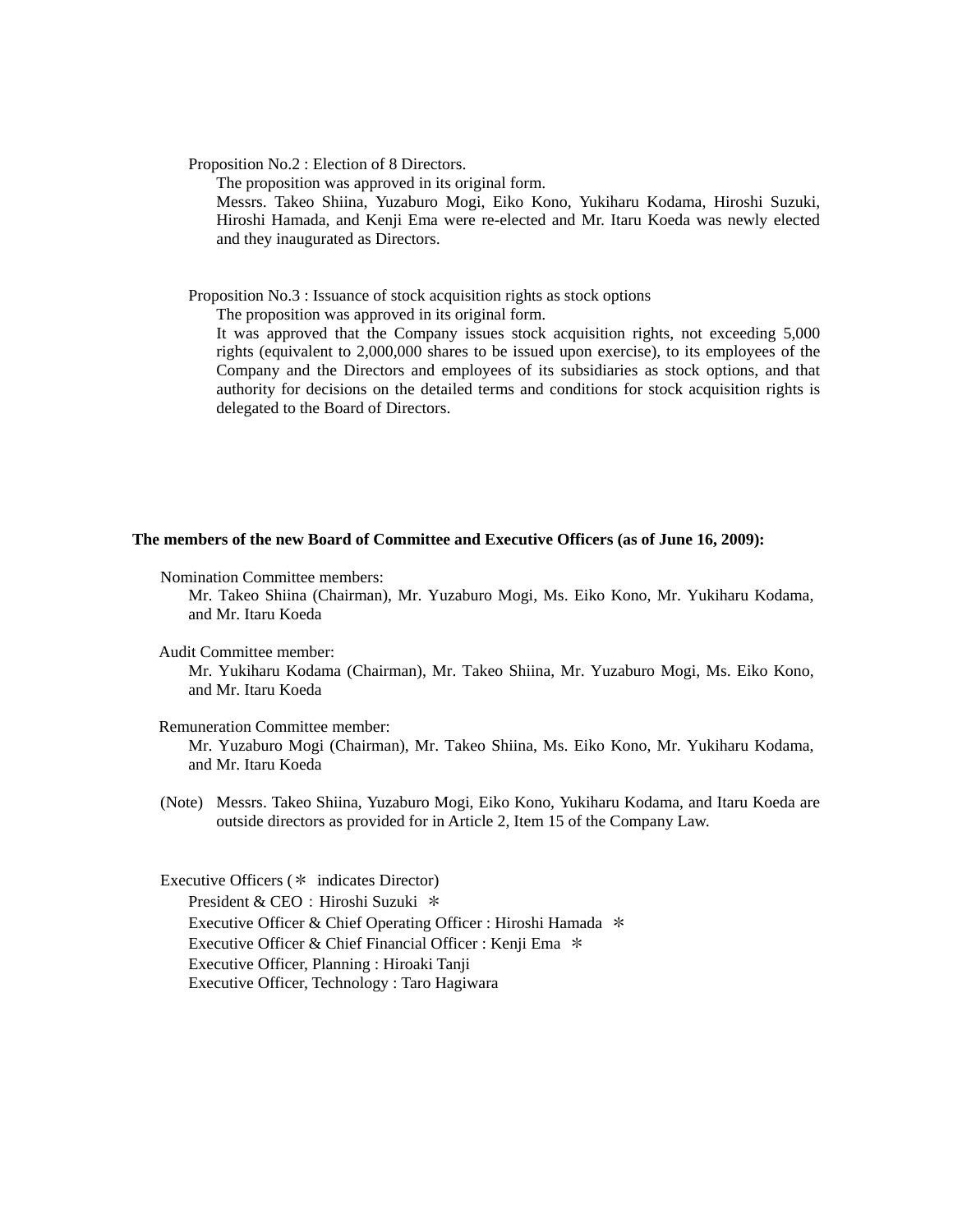Proposition No.2 : Election of 8 Directors.

The proposition was approved in its original form.

Messrs. Takeo Shiina, Yuzaburo Mogi, Eiko Kono, Yukiharu Kodama, Hiroshi Suzuki, Hiroshi Hamada, and Kenji Ema were re-elected and Mr. Itaru Koeda was newly elected and they inaugurated as Directors.

Proposition No.3 : Issuance of stock acquisition rights as stock options

The proposition was approved in its original form.

It was approved that the Company issues stock acquisition rights, not exceeding 5,000 rights (equivalent to 2,000,000 shares to be issued upon exercise), to its employees of the Company and the Directors and employees of its subsidiaries as stock options, and that authority for decisions on the detailed terms and conditions for stock acquisition rights is delegated to the Board of Directors.

**The members of the new Board of Committee and Executive Officers (as of June 16, 2009):**

Nomination Committee members:

Mr. Takeo Shiina (Chairman), Mr. Yuzaburo Mogi, Ms. Eiko Kono, Mr. Yukiharu Kodama, and Mr. Itaru Koeda

Audit Committee member:

Mr. Yukiharu Kodama (Chairman), Mr. Takeo Shiina, Mr. Yuzaburo Mogi, Ms. Eiko Kono, and Mr. Itaru Koeda

Remuneration Committee member:

Mr. Yuzaburo Mogi (Chairman), Mr. Takeo Shiina, Ms. Eiko Kono, Mr. Yukiharu Kodama, and Mr. Itaru Koeda

(Note) Messrs. Takeo Shiina, Yuzaburo Mogi, Eiko Kono, Yukiharu Kodama, and Itaru Koeda are outside directors as provided for in Article 2, Item 15 of the Company Law.

Executive Officers (＊ indicates Director)

President & CEO：Hiroshi Suzuki ＊

Executive Officer & Chief Operating Officer : Hiroshi Hamada ＊

Executive Officer & Chief Financial Officer : Kenji Ema ＊

Executive Officer, Planning : Hiroaki Tanji

Executive Officer, Technology : Taro Hagiwara